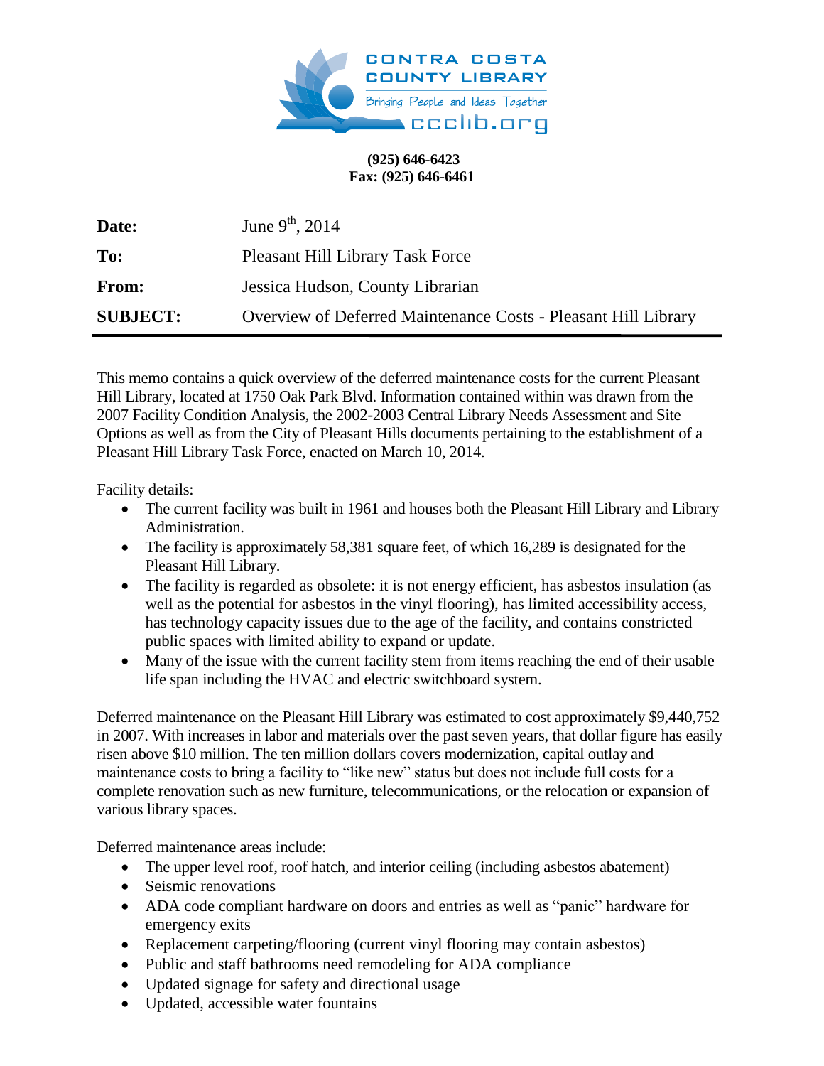CONTRA COSTA COUNTY LIBRARY

Bringing People and Ideas Together

ccclib.org

**(925) 646-6423**
**Fax: (925) 646-6461**

| | |
|---|---|
| **Date:** | June 9th, 2014 |
| **To:** | Pleasant Hill Library Task Force |
| **From:** | Jessica Hudson, County Librarian |
| **SUBJECT:** | Overview of Deferred Maintenance Costs - Pleasant Hill Library |

This memo contains a quick overview of the deferred maintenance costs for the current Pleasant Hill Library, located at 1750 Oak Park Blvd. Information contained within was drawn from the 2007 Facility Condition Analysis, the 2002-2003 Central Library Needs Assessment and Site Options as well as from the City of Pleasant Hills documents pertaining to the establishment of a Pleasant Hill Library Task Force, enacted on March 10, 2014.

Facility details:

- The current facility was built in 1961 and houses both the Pleasant Hill Library and Library Administration.
- The facility is approximately 58,381 square feet, of which 16,289 is designated for the Pleasant Hill Library.
- The facility is regarded as obsolete: it is not energy efficient, has asbestos insulation (as well as the potential for asbestos in the vinyl flooring), has limited accessibility access, has technology capacity issues due to the age of the facility, and contains constricted public spaces with limited ability to expand or update.
- Many of the issue with the current facility stem from items reaching the end of their usable life span including the HVAC and electric switchboard system.

Deferred maintenance on the Pleasant Hill Library was estimated to cost approximately $9,440,752 in 2007. With increases in labor and materials over the past seven years, that dollar figure has easily risen above $10 million. The ten million dollars covers modernization, capital outlay and maintenance costs to bring a facility to "like new" status but does not include full costs for a complete renovation such as new furniture, telecommunications, or the relocation or expansion of various library spaces.

Deferred maintenance areas include:

- The upper level roof, roof hatch, and interior ceiling (including asbestos abatement)
- Seismic renovations
- ADA code compliant hardware on doors and entries as well as "panic" hardware for emergency exits
- Replacement carpeting/flooring (current vinyl flooring may contain asbestos)
- Public and staff bathrooms need remodeling for ADA compliance
- Updated signage for safety and directional usage
- Updated, accessible water fountains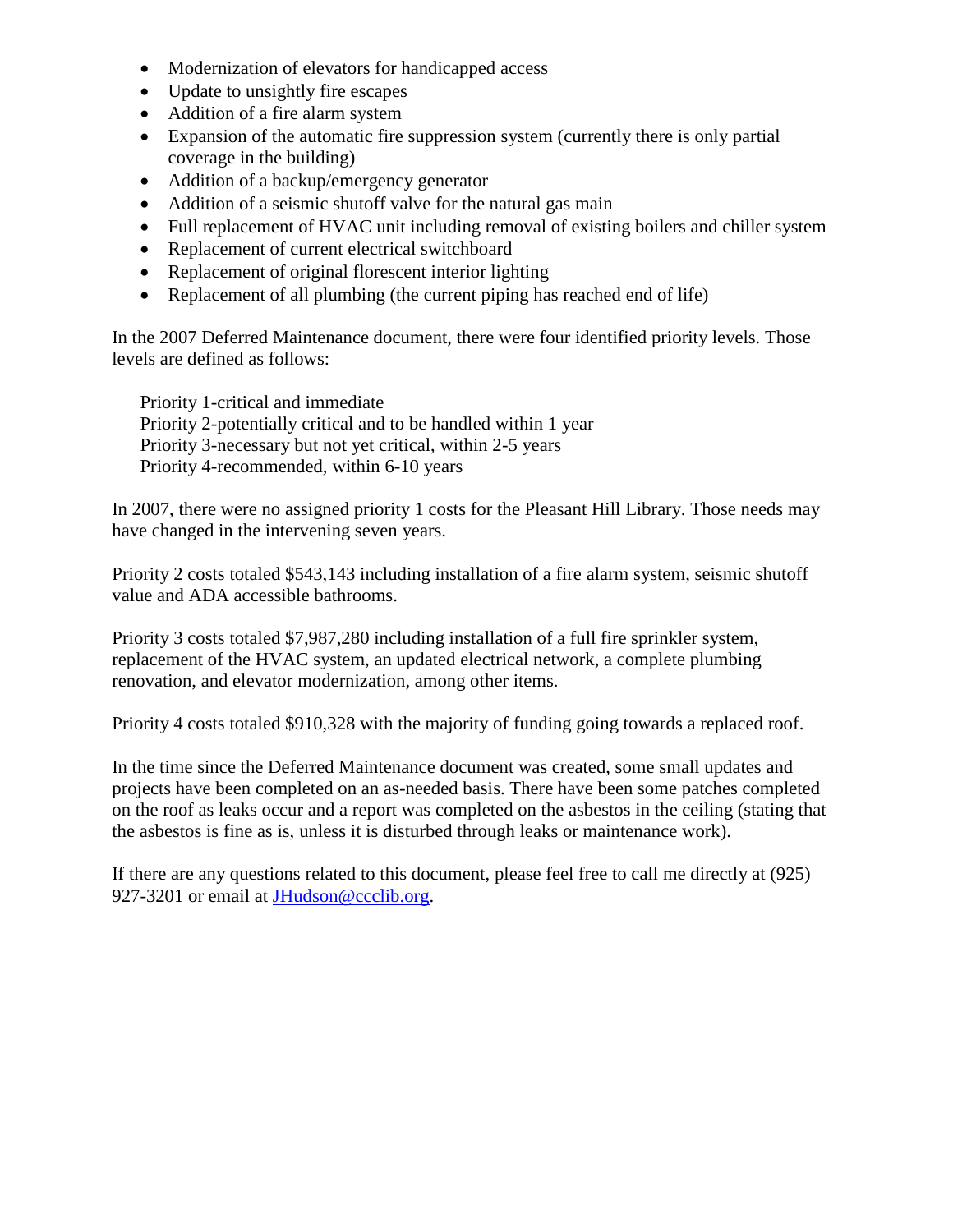- Modernization of elevators for handicapped access
- Update to unsightly fire escapes
- Addition of a fire alarm system
- Expansion of the automatic fire suppression system (currently there is only partial coverage in the building)
- Addition of a backup/emergency generator
- Addition of a seismic shutoff valve for the natural gas main
- Full replacement of HVAC unit including removal of existing boilers and chiller system
- Replacement of current electrical switchboard
- Replacement of original florescent interior lighting
- Replacement of all plumbing (the current piping has reached end of life)

In the 2007 Deferred Maintenance document, there were four identified priority levels. Those levels are defined as follows:

Priority 1-critical and immediate
Priority 2-potentially critical and to be handled within 1 year
Priority 3-necessary but not yet critical, within 2-5 years
Priority 4-recommended, within 6-10 years

In 2007, there were no assigned priority 1 costs for the Pleasant Hill Library. Those needs may have changed in the intervening seven years.

Priority 2 costs totaled $543,143 including installation of a fire alarm system, seismic shutoff value and ADA accessible bathrooms.

Priority 3 costs totaled $7,987,280 including installation of a full fire sprinkler system, replacement of the HVAC system, an updated electrical network, a complete plumbing renovation, and elevator modernization, among other items.

Priority 4 costs totaled $910,328 with the majority of funding going towards a replaced roof.

In the time since the Deferred Maintenance document was created, some small updates and projects have been completed on an as-needed basis. There have been some patches completed on the roof as leaks occur and a report was completed on the asbestos in the ceiling (stating that the asbestos is fine as is, unless it is disturbed through leaks or maintenance work).

If there are any questions related to this document, please feel free to call me directly at (925) 927-3201 or email at JHudson@ccclib.org.